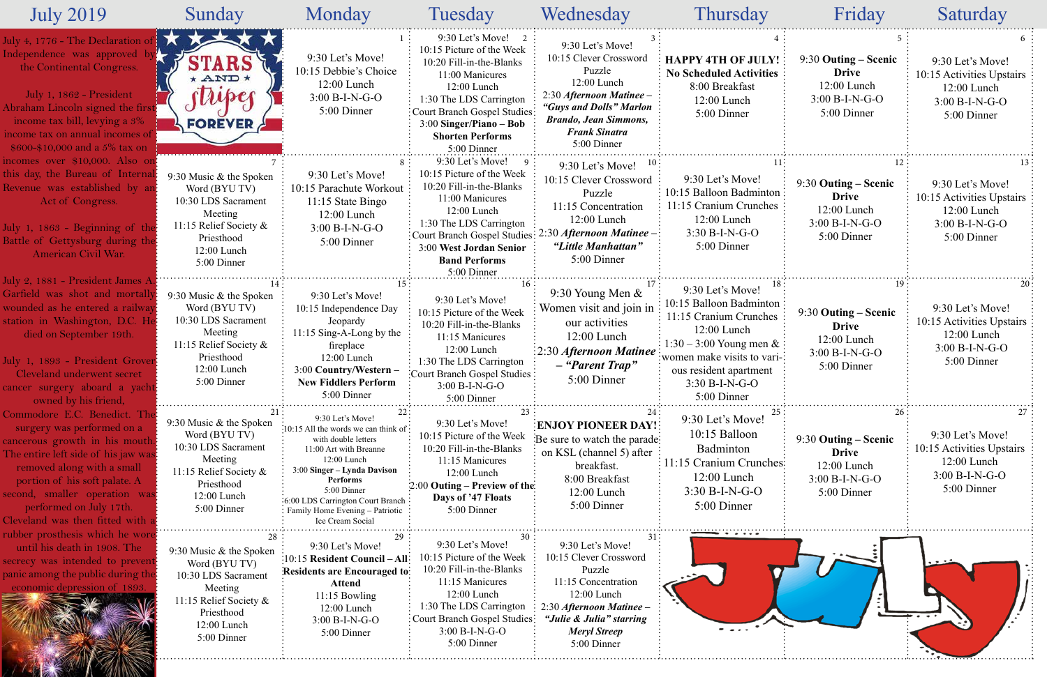# July 2019

July 4, 1776 - The Declaration of Independence was approved by the Continental Congress.

July 1, 1862 - President Abraham Lincoln signed the first income tax bill, levying a 3% income tax on annual incomes of $600-$10,000 and a 5% tax on incomes over $10,000. Also on this day, the Bureau of Internal Revenue was established by an Act of Congress.

July 1, 1863 - Beginning of the Battle of Gettysburg during the American Civil War.

July 2, 1881 - President James A. Garfield was shot and mortally wounded as he entered a railway station in Washington, D.C. He died on September 19th.

July 1, 1893 - President Grover Cleveland underwent secret cancer surgery aboard a yacht owned by his friend, Commodore E.C. Benedict. The surgery was performed on a cancerous growth in his mouth. The entire left side of his jaw was removed along with a small portion of his soft palate. A second, smaller operation was performed on July 17th. Cleveland was then fitted with a rubber prosthesis which he wore until his death in 1908. The secrecy was intended to prevent panic among the public during the economic depression of 1893.

| Sunday | Monday | Tuesday | Wednesday | Thursday | Friday | Saturday |
|---|---|---|---|---|---|---|
| STARS AND Stripes FOREVER | **1** 9:30 Let's Move! 10:15 Debbie's Choice 12:00 Lunch 3:00 B-I-N-G-O 5:00 Dinner | **2** 9:30 Let's Move! 10:15 Picture of the Week 10:20 Fill-in-the-Blanks 11:00 Manicures 12:00 Lunch 1:30 The LDS Carrington Court Branch Gospel Studies 3:00 **Singer/Piano – Bob Shorten Performs** 5:00 Dinner | **3** 9:30 Let's Move! 10:15 Clever Crossword Puzzle 12:00 Lunch 2:30 ***Afternoon Matinee – "Guys and Dolls" Marlon Brando, Jean Simmons, Frank Sinatra*** 5:00 Dinner | **4** **HAPPY 4TH OF JULY! No Scheduled Activities** 8:00 Breakfast 12:00 Lunch 5:00 Dinner | **5** 9:30 **Outing – Scenic Drive** 12:00 Lunch 3:00 B-I-N-G-O 5:00 Dinner | **6** 9:30 Let's Move! 10:15 Activities Upstairs 12:00 Lunch 3:00 B-I-N-G-O 5:00 Dinner |
| **7** 9:30 Music & the Spoken Word (BYU TV) 10:30 LDS Sacrament Meeting 11:15 Relief Society & Priesthood 12:00 Lunch 5:00 Dinner | **8** 9:30 Let's Move! 10:15 Parachute Workout 11:15 State Bingo 12:00 Lunch 3:00 B-I-N-G-O 5:00 Dinner | **9** 9:30 Let's Move! 10:15 Picture of the Week 10:20 Fill-in-the-Blanks 11:00 Manicures 12:00 Lunch 1:30 The LDS Carrington Court Branch Gospel Studies 3:00 **West Jordan Senior Band Performs** 5:00 Dinner | **10** 9:30 Let's Move! 10:15 Clever Crossword Puzzle 11:15 Concentration 12:00 Lunch 2:30 ***Afternoon Matinee – "Little Manhattan"*** 5:00 Dinner | **11** 9:30 Let's Move! 10:15 Balloon Badminton 11:15 Cranium Crunches 12:00 Lunch 3:30 B-I-N-G-O 5:00 Dinner | **12** 9:30 **Outing – Scenic Drive** 12:00 Lunch 3:00 B-I-N-G-O 5:00 Dinner | **13** 9:30 Let's Move! 10:15 Activities Upstairs 12:00 Lunch 3:00 B-I-N-G-O 5:00 Dinner |
| **14** 9:30 Music & the Spoken Word (BYU TV) 10:30 LDS Sacrament Meeting 11:15 Relief Society & Priesthood 12:00 Lunch 5:00 Dinner | **15** 9:30 Let's Move! 10:15 Independence Day Jeopardy 11:15 Sing-A-Long by the fireplace 12:00 Lunch 3:00 **Country/Western – New Fiddlers Perform** 5:00 Dinner | **16** 9:30 Let's Move! 10:15 Picture of the Week 10:20 Fill-in-the-Blanks 11:15 Manicures 12:00 Lunch 1:30 The LDS Carrington Court Branch Gospel Studies 3:00 B-I-N-G-O 5:00 Dinner | **17** 9:30 Young Men & Women visit and join in our activities 12:00 Lunch 2:30 ***Afternoon Matinee – "Parent Trap"*** 5:00 Dinner | **18** 9:30 Let's Move! 10:15 Balloon Badminton 11:15 Cranium Crunches 12:00 Lunch 1:30 – 3:00 Young men & women make visits to various resident apartment 3:30 B-I-N-G-O 5:00 Dinner | **19** 9:30 **Outing – Scenic Drive** 12:00 Lunch 3:00 B-I-N-G-O 5:00 Dinner | **20** 9:30 Let's Move! 10:15 Activities Upstairs 12:00 Lunch 3:00 B-I-N-G-O 5:00 Dinner |
| **21** 9:30 Music & the Spoken Word (BYU TV) 10:30 LDS Sacrament Meeting 11:15 Relief Society & Priesthood 12:00 Lunch 5:00 Dinner | **22** 9:30 Let's Move! 10:15 All the words we can think of with double letters 11:00 Art with Breanne 12:00 Lunch 3:00 **Singer – Lynda Davison Performs** 5:00 Dinner 6:00 LDS Carrington Court Branch Family Home Evening – Patriotic Ice Cream Social | **23** 9:30 Let's Move! 10:15 Picture of the Week 10:20 Fill-in-the-Blanks 11:15 Manicures 12:00 Lunch 2:00 **Outing – Preview of the Days of '47 Floats** 5:00 Dinner | **24** **ENJOY PIONEER DAY!** Be sure to watch the parade on KSL (channel 5) after breakfast. 8:00 Breakfast 12:00 Lunch 5:00 Dinner | **25** 9:30 Let's Move! 10:15 Balloon Badminton 11:15 Cranium Crunches 12:00 Lunch 3:30 B-I-N-G-O 5:00 Dinner | **26** 9:30 **Outing – Scenic Drive** 12:00 Lunch 3:00 B-I-N-G-O 5:00 Dinner | **27** 9:30 Let's Move! 10:15 Activities Upstairs 12:00 Lunch 3:00 B-I-N-G-O 5:00 Dinner |
| **28** 9:30 Music & the Spoken Word (BYU TV) 10:30 LDS Sacrament Meeting 11:15 Relief Society & Priesthood 12:00 Lunch 5:00 Dinner | **29** 9:30 Let's Move! 10:15 **Resident Council – All Residents are Encouraged to Attend** 11:15 Bowling 12:00 Lunch 3:00 B-I-N-G-O 5:00 Dinner | **30** 9:30 Let's Move! 10:15 Picture of the Week 10:20 Fill-in-the-Blanks 11:15 Manicures 12:00 Lunch 1:30 The LDS Carrington Court Branch Gospel Studies 3:00 B-I-N-G-O 5:00 Dinner | **31** 9:30 Let's Move! 10:15 Clever Crossword Puzzle 11:15 Concentration 12:00 Lunch 2:30 ***Afternoon Matinee – "Julie & Julia" starring Meryl Streep*** 5:00 Dinner | July | | |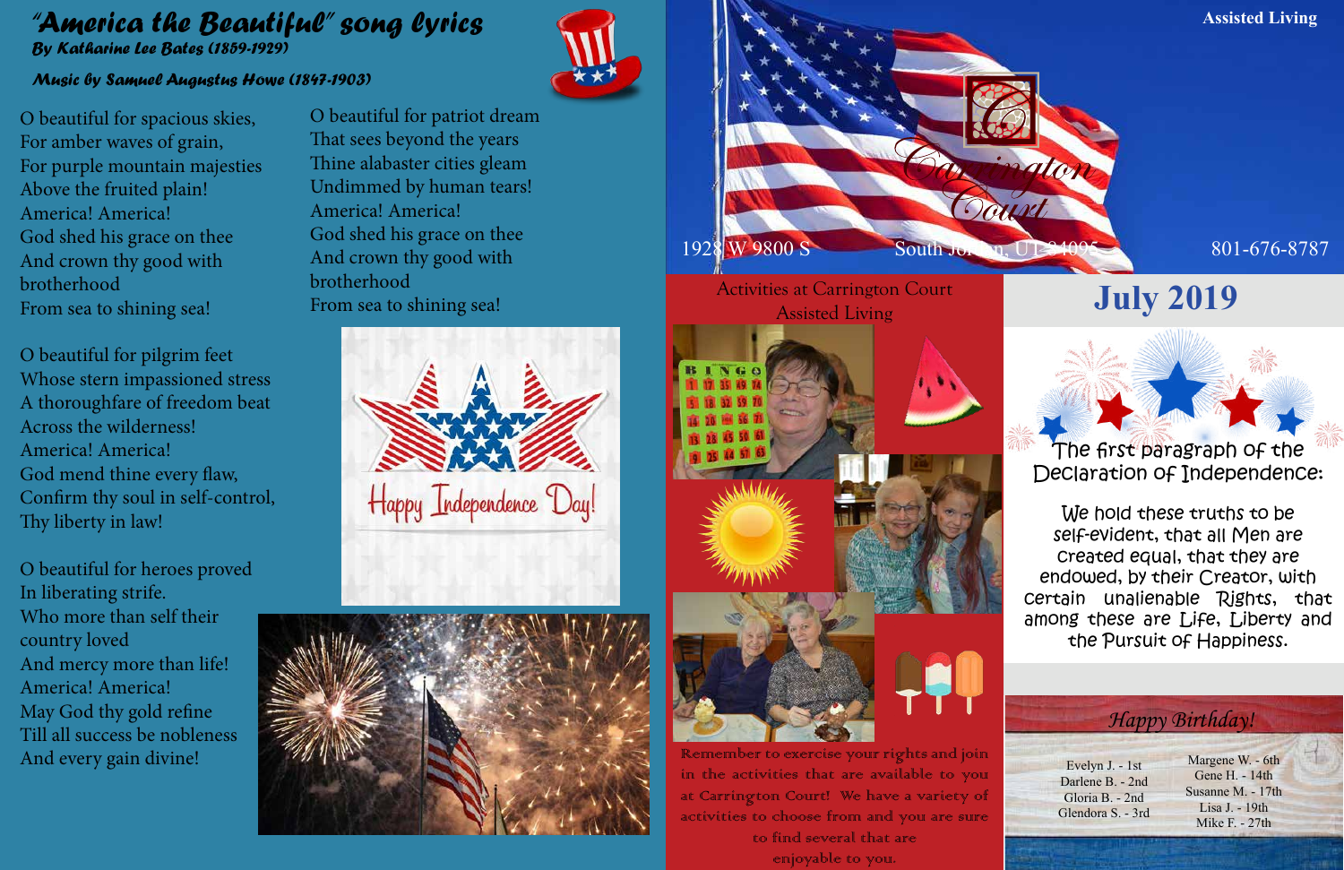# "America the Beautiful" song lyrics

**By Katharine Lee Bates (1859-1929)**

**Music by Samuel Augustus Howe (1847-1903)**

O beautiful for spacious skies,
For amber waves of grain,
For purple mountain majesties
Above the fruited plain!
America! America!
God shed his grace on thee
And crown thy good with brotherhood
From sea to shining sea!

O beautiful for pilgrim feet
Whose stern impassioned stress
A thoroughfare of freedom beat
Across the wilderness!
America! America!
God mend thine every flaw,
Confirm thy soul in self-control,
Thy liberty in law!

O beautiful for heroes proved
In liberating strife.
Who more than self their country loved
And mercy more than life!
America! America!
May God thy gold refine
Till all success be nobleness
And every gain divine!

O beautiful for patriot dream
That sees beyond the years
Thine alabaster cities gleam
Undimmed by human tears!
America! America!
God shed his grace on thee
And crown thy good with brotherhood
From sea to shining sea!

Happy Independence Day!

Assisted Living

Carrington Court

1928 W 9800 S South Jordan, UT 84095 801-676-8787

Activities at Carrington Court Assisted Living

Remember to exercise your rights and join in the activities that are available to you at Carrington Court! We have a variety of activities to choose from and you are sure to find several that are enjoyable to you.

# July 2019

The first paragraph of the Declaration of Independence:

We hold these truths to be self-evident, that all Men are created equal, that they are endowed, by their Creator, with certain unalienable Rights, that among these are Life, Liberty and the Pursuit of Happiness.

## Happy Birthday!

Evelyn J. - 1st
Darlene B. - 2nd
Gloria B. - 2nd
Glendora S. - 3rd

Margene W. - 6th
Gene H. - 14th
Susanne M. - 17th
Lisa J. - 19th
Mike F. - 27th